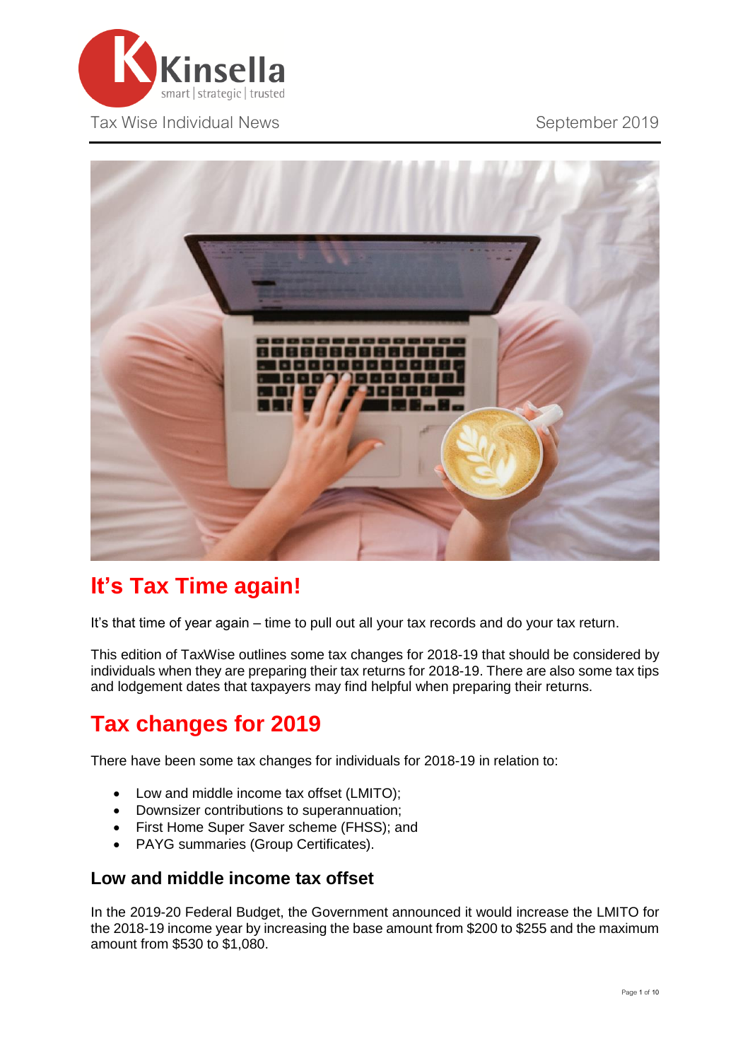Tax Wise Individual News September 2019

# It's Tax Time again!

It's that time of year again – time to pull out all your tax records and do your tax return.

This edition of TaxWise outlines some tax changes for 2018-19 that should be considered by individuals when they are preparing their tax returns for 2018-19. There are also some tax tips and lodgement dates that taxpayers may find helpful when preparing their returns.

# Tax changes for 2019

There have been some tax changes for individuals for 2018-19 in relation to:

- Low and middle income tax offset (LMITO);
- Downsizer contributions to superannuation;
- First Home Super Saver scheme (FHSS); and
- PAYG summaries (Group Certificates).

## Low and middle income tax offset

In the 2019-20 Federal Budget, the Government announced it would increase the LMITO for the 2018-19 income year by increasing the base amount from $200 to $255 and the maximum amount from $530 to $1,080.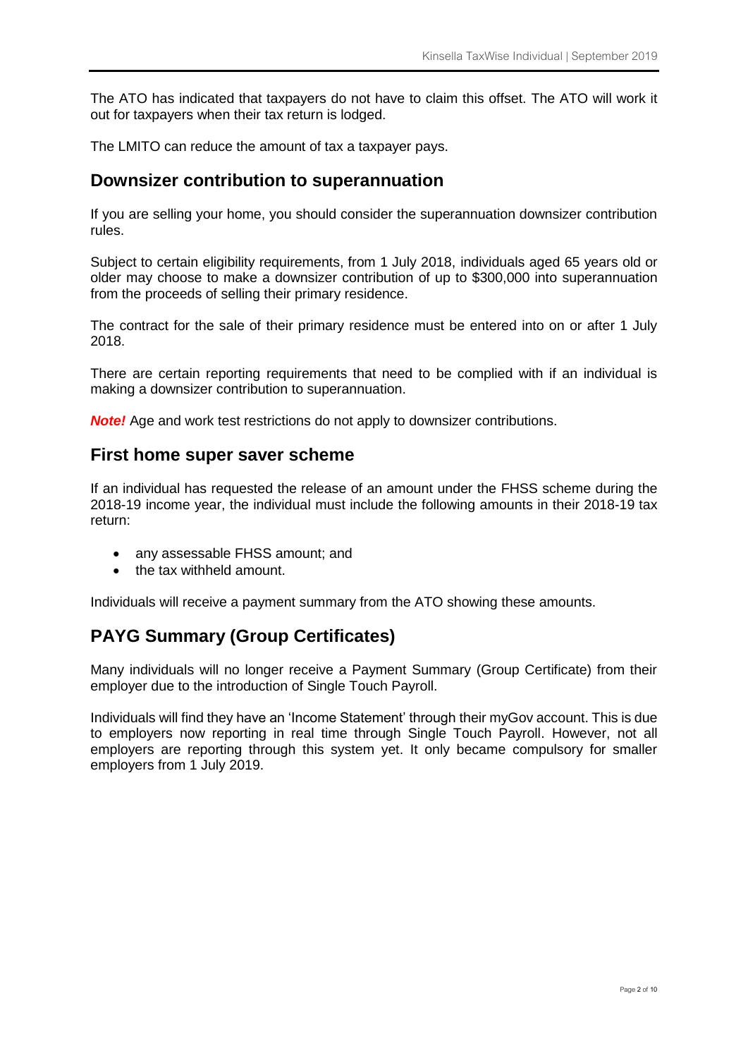The ATO has indicated that taxpayers do not have to claim this offset. The ATO will work it out for taxpayers when their tax return is lodged.

The LMITO can reduce the amount of tax a taxpayer pays.

## Downsizer contribution to superannuation

If you are selling your home, you should consider the superannuation downsizer contribution rules.

Subject to certain eligibility requirements, from 1 July 2018, individuals aged 65 years old or older may choose to make a downsizer contribution of up to $300,000 into superannuation from the proceeds of selling their primary residence.

The contract for the sale of their primary residence must be entered into on or after 1 July 2018.

There are certain reporting requirements that need to be complied with if an individual is making a downsizer contribution to superannuation.

***Note!*** Age and work test restrictions do not apply to downsizer contributions.

## First home super saver scheme

If an individual has requested the release of an amount under the FHSS scheme during the 2018-19 income year, the individual must include the following amounts in their 2018-19 tax return:

- any assessable FHSS amount; and
- the tax withheld amount.

Individuals will receive a payment summary from the ATO showing these amounts.

## PAYG Summary (Group Certificates)

Many individuals will no longer receive a Payment Summary (Group Certificate) from their employer due to the introduction of Single Touch Payroll.

Individuals will find they have an 'Income Statement' through their myGov account. This is due to employers now reporting in real time through Single Touch Payroll. However, not all employers are reporting through this system yet. It only became compulsory for smaller employers from 1 July 2019.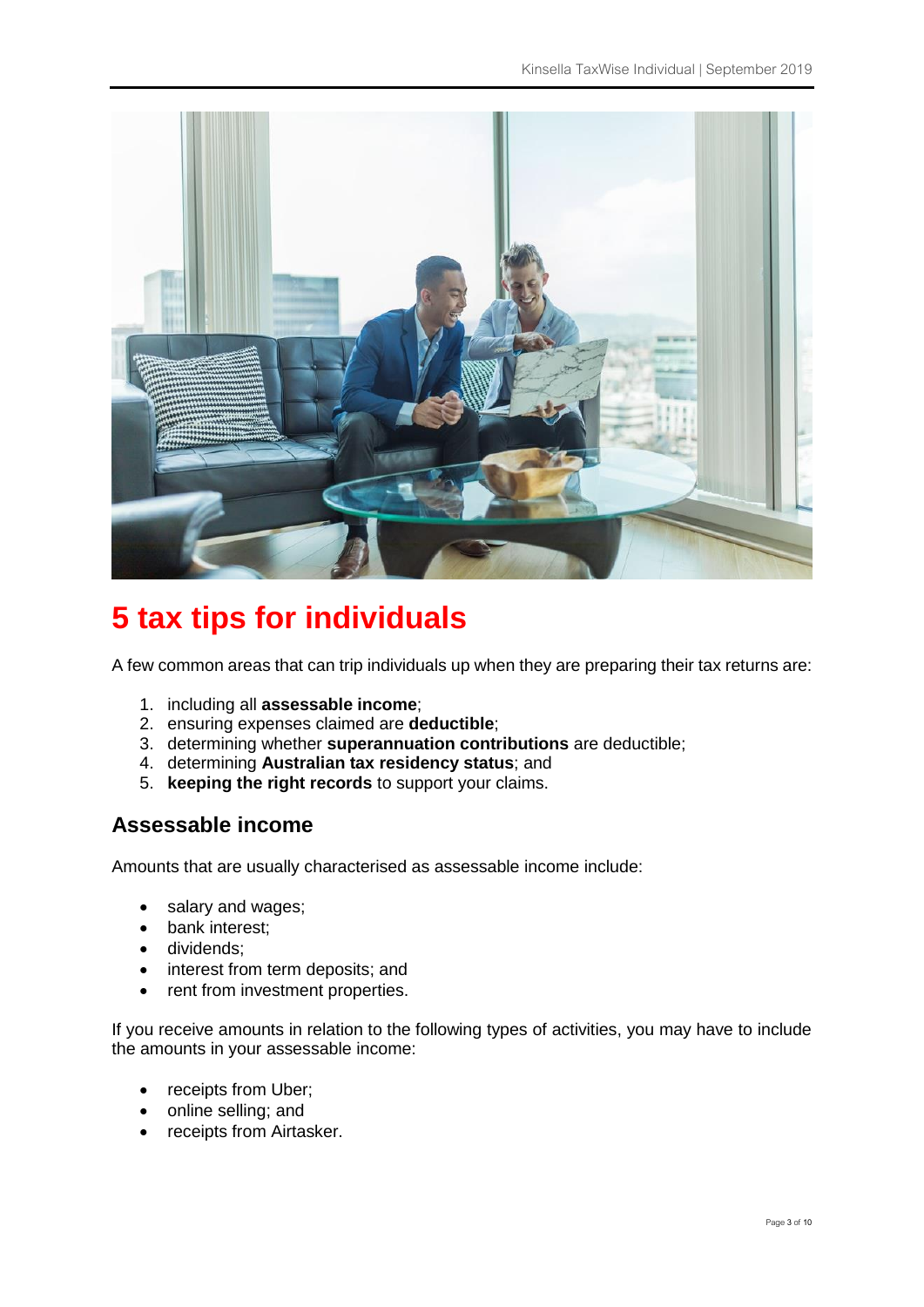# 5 tax tips for individuals

A few common areas that can trip individuals up when they are preparing their tax returns are:

1. including all **assessable income**;
2. ensuring expenses claimed are **deductible**;
3. determining whether **superannuation contributions** are deductible;
4. determining **Australian tax residency status**; and
5. **keeping the right records** to support your claims.

## Assessable income

Amounts that are usually characterised as assessable income include:

- salary and wages;
- bank interest;
- dividends;
- interest from term deposits; and
- rent from investment properties.

If you receive amounts in relation to the following types of activities, you may have to include the amounts in your assessable income:

- receipts from Uber;
- online selling; and
- receipts from Airtasker.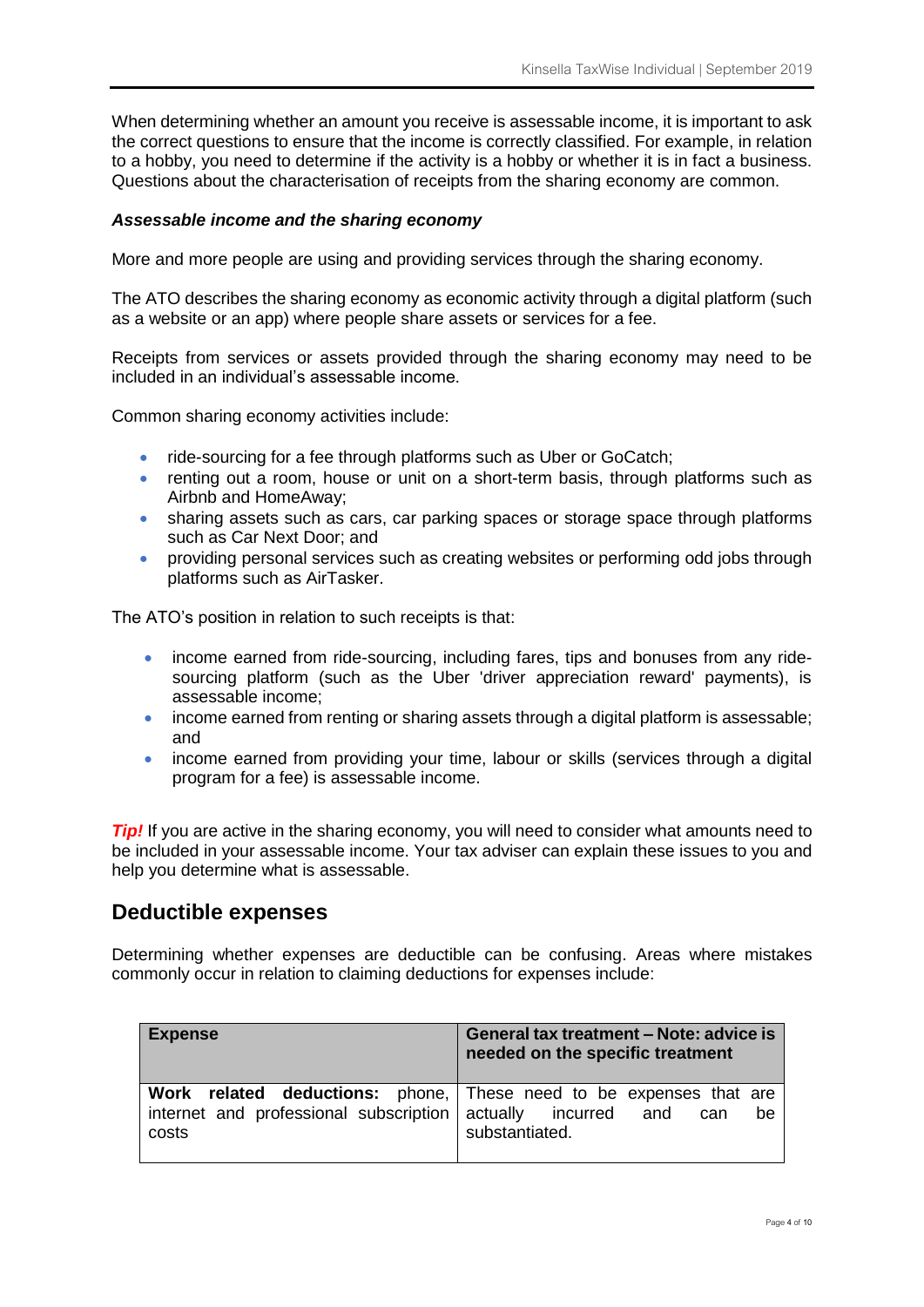When determining whether an amount you receive is assessable income, it is important to ask the correct questions to ensure that the income is correctly classified. For example, in relation to a hobby, you need to determine if the activity is a hobby or whether it is in fact a business. Questions about the characterisation of receipts from the sharing economy are common.

***Assessable income and the sharing economy***

More and more people are using and providing services through the sharing economy.

The ATO describes the sharing economy as economic activity through a digital platform (such as a website or an app) where people share assets or services for a fee.

Receipts from services or assets provided through the sharing economy may need to be included in an individual's assessable income.

Common sharing economy activities include:

- ride-sourcing for a fee through platforms such as Uber or GoCatch;
- renting out a room, house or unit on a short-term basis, through platforms such as Airbnb and HomeAway;
- sharing assets such as cars, car parking spaces or storage space through platforms such as Car Next Door; and
- providing personal services such as creating websites or performing odd jobs through platforms such as AirTasker.

The ATO's position in relation to such receipts is that:

- income earned from ride-sourcing, including fares, tips and bonuses from any ride-sourcing platform (such as the Uber 'driver appreciation reward' payments), is assessable income;
- income earned from renting or sharing assets through a digital platform is assessable; and
- income earned from providing your time, labour or skills (services through a digital program for a fee) is assessable income.

***Tip!*** If you are active in the sharing economy, you will need to consider what amounts need to be included in your assessable income. Your tax adviser can explain these issues to you and help you determine what is assessable.

## Deductible expenses

Determining whether expenses are deductible can be confusing. Areas where mistakes commonly occur in relation to claiming deductions for expenses include:

| **Expense** | **General tax treatment – Note: advice is needed on the specific treatment** |
|---|---|
| **Work related deductions:** phone, internet and professional subscription costs | These need to be expenses that are actually incurred and can be substantiated. |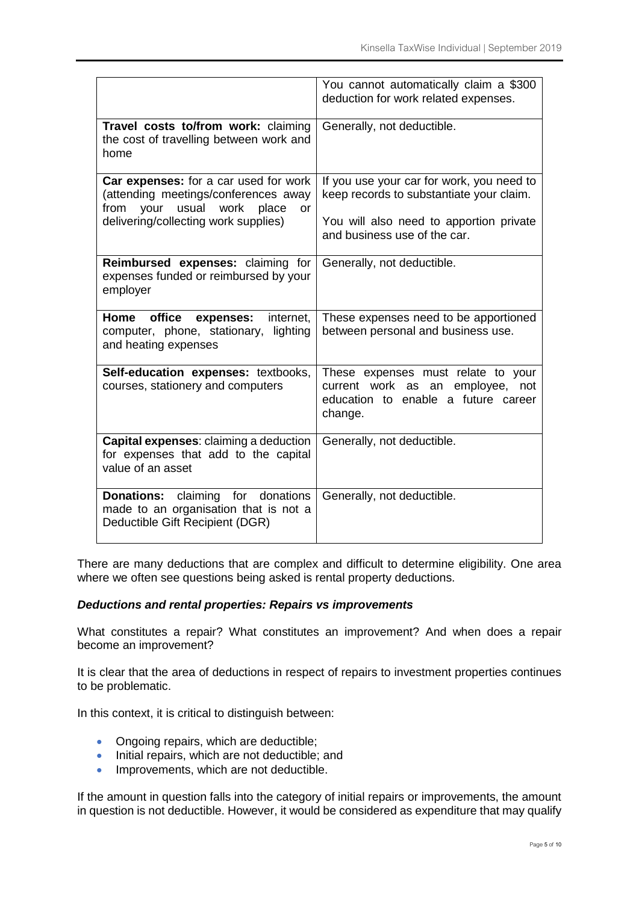| | |
|---|---|
| | You cannot automatically claim a $300 deduction for work related expenses. |
| **Travel costs to/from work:** claiming the cost of travelling between work and home | Generally, not deductible. |
| **Car expenses:** for a car used for work (attending meetings/conferences away from your usual work place or delivering/collecting work supplies) | If you use your car for work, you need to keep records to substantiate your claim.<br><br>You will also need to apportion private and business use of the car. |
| **Reimbursed expenses:** claiming for expenses funded or reimbursed by your employer | Generally, not deductible. |
| **Home office expenses:** internet, computer, phone, stationary, lighting and heating expenses | These expenses need to be apportioned between personal and business use. |
| **Self-education expenses:** textbooks, courses, stationery and computers | These expenses must relate to your current work as an employee, not education to enable a future career change. |
| **Capital expenses**: claiming a deduction for expenses that add to the capital value of an asset | Generally, not deductible. |
| **Donations:** claiming for donations made to an organisation that is not a Deductible Gift Recipient (DGR) | Generally, not deductible. |

There are many deductions that are complex and difficult to determine eligibility. One area where we often see questions being asked is rental property deductions.

***Deductions and rental properties: Repairs vs improvements***

What constitutes a repair? What constitutes an improvement? And when does a repair become an improvement?

It is clear that the area of deductions in respect of repairs to investment properties continues to be problematic.

In this context, it is critical to distinguish between:

- Ongoing repairs, which are deductible;
- Initial repairs, which are not deductible; and
- Improvements, which are not deductible.

If the amount in question falls into the category of initial repairs or improvements, the amount in question is not deductible. However, it would be considered as expenditure that may qualify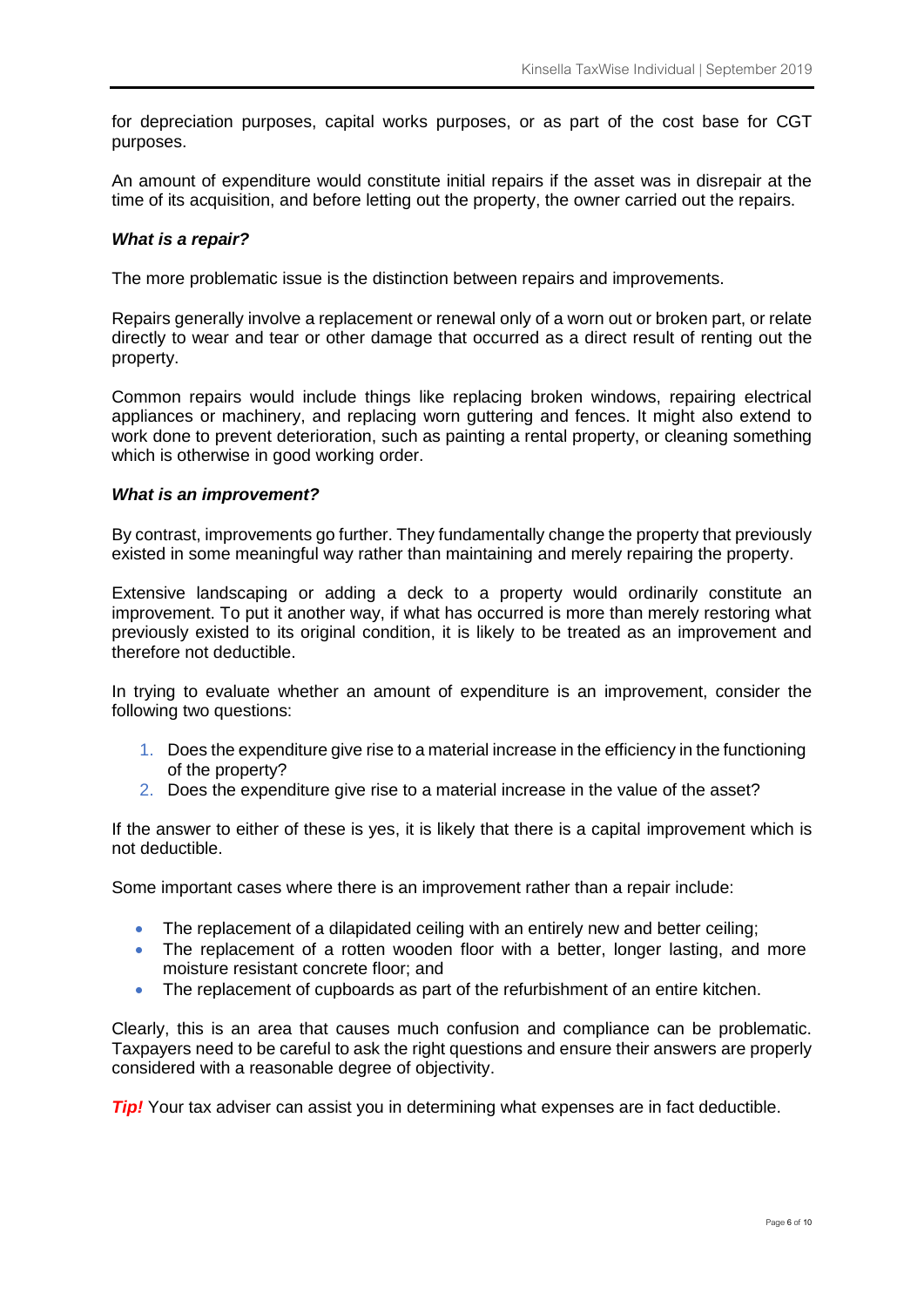for depreciation purposes, capital works purposes, or as part of the cost base for CGT purposes.

An amount of expenditure would constitute initial repairs if the asset was in disrepair at the time of its acquisition, and before letting out the property, the owner carried out the repairs.

***What is a repair?***

The more problematic issue is the distinction between repairs and improvements.

Repairs generally involve a replacement or renewal only of a worn out or broken part, or relate directly to wear and tear or other damage that occurred as a direct result of renting out the property.

Common repairs would include things like replacing broken windows, repairing electrical appliances or machinery, and replacing worn guttering and fences. It might also extend to work done to prevent deterioration, such as painting a rental property, or cleaning something which is otherwise in good working order.

***What is an improvement?***

By contrast, improvements go further. They fundamentally change the property that previously existed in some meaningful way rather than maintaining and merely repairing the property.

Extensive landscaping or adding a deck to a property would ordinarily constitute an improvement. To put it another way, if what has occurred is more than merely restoring what previously existed to its original condition, it is likely to be treated as an improvement and therefore not deductible.

In trying to evaluate whether an amount of expenditure is an improvement, consider the following two questions:

1. Does the expenditure give rise to a material increase in the efficiency in the functioning of the property?
2. Does the expenditure give rise to a material increase in the value of the asset?

If the answer to either of these is yes, it is likely that there is a capital improvement which is not deductible.

Some important cases where there is an improvement rather than a repair include:

- The replacement of a dilapidated ceiling with an entirely new and better ceiling;
- The replacement of a rotten wooden floor with a better, longer lasting, and more moisture resistant concrete floor; and
- The replacement of cupboards as part of the refurbishment of an entire kitchen.

Clearly, this is an area that causes much confusion and compliance can be problematic. Taxpayers need to be careful to ask the right questions and ensure their answers are properly considered with a reasonable degree of objectivity.

***Tip!*** Your tax adviser can assist you in determining what expenses are in fact deductible.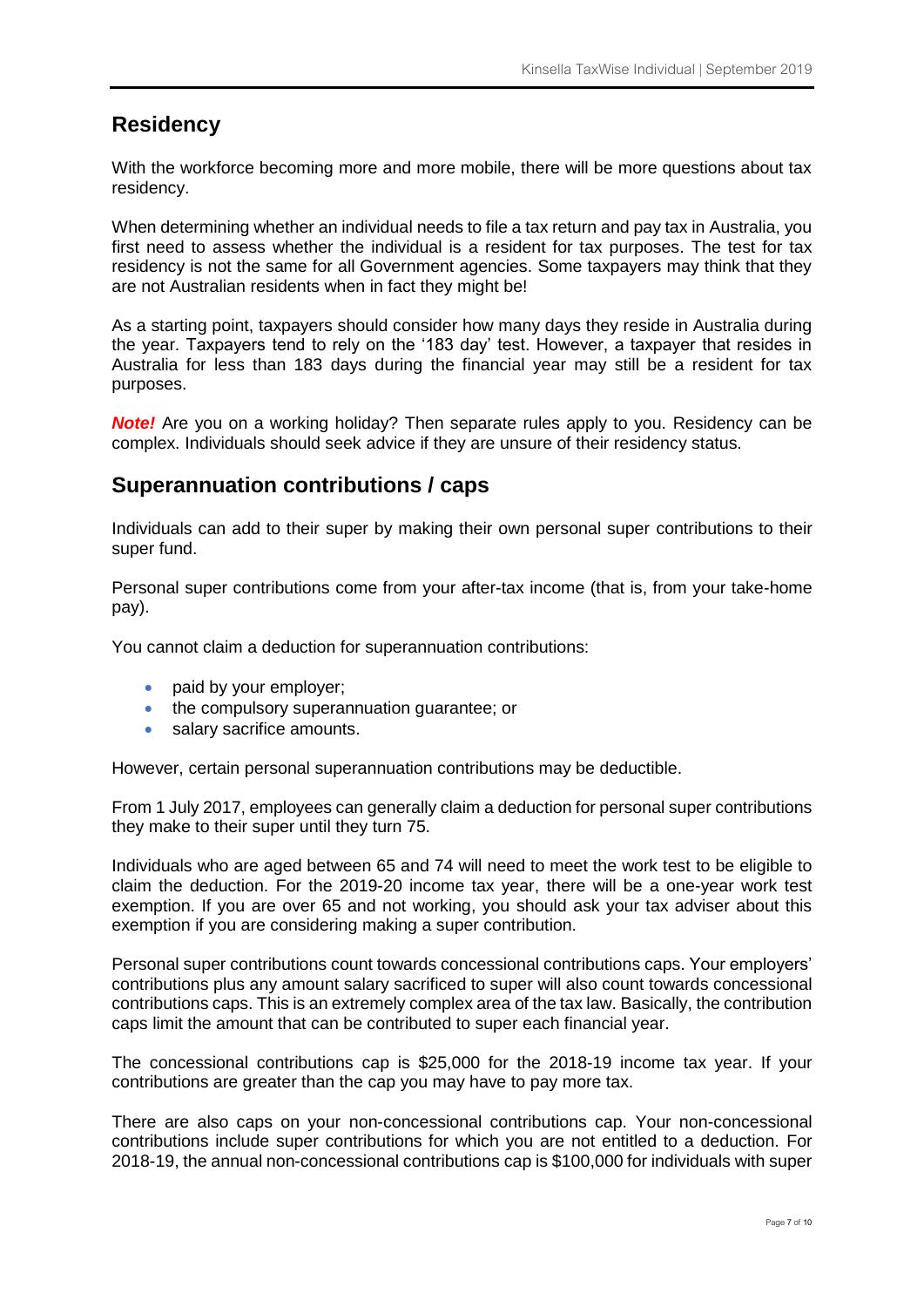## Residency

With the workforce becoming more and more mobile, there will be more questions about tax residency.

When determining whether an individual needs to file a tax return and pay tax in Australia, you first need to assess whether the individual is a resident for tax purposes. The test for tax residency is not the same for all Government agencies. Some taxpayers may think that they are not Australian residents when in fact they might be!

As a starting point, taxpayers should consider how many days they reside in Australia during the year. Taxpayers tend to rely on the '183 day' test. However, a taxpayer that resides in Australia for less than 183 days during the financial year may still be a resident for tax purposes.

***Note!*** Are you on a working holiday? Then separate rules apply to you. Residency can be complex. Individuals should seek advice if they are unsure of their residency status.

## Superannuation contributions / caps

Individuals can add to their super by making their own personal super contributions to their super fund.

Personal super contributions come from your after-tax income (that is, from your take-home pay).

You cannot claim a deduction for superannuation contributions:

- paid by your employer;
- the compulsory superannuation guarantee; or
- salary sacrifice amounts.

However, certain personal superannuation contributions may be deductible.

From 1 July 2017, employees can generally claim a deduction for personal super contributions they make to their super until they turn 75.

Individuals who are aged between 65 and 74 will need to meet the work test to be eligible to claim the deduction. For the 2019-20 income tax year, there will be a one-year work test exemption. If you are over 65 and not working, you should ask your tax adviser about this exemption if you are considering making a super contribution.

Personal super contributions count towards concessional contributions caps. Your employers' contributions plus any amount salary sacrificed to super will also count towards concessional contributions caps. This is an extremely complex area of the tax law. Basically, the contribution caps limit the amount that can be contributed to super each financial year.

The concessional contributions cap is $25,000 for the 2018-19 income tax year. If your contributions are greater than the cap you may have to pay more tax.

There are also caps on your non-concessional contributions cap. Your non-concessional contributions include super contributions for which you are not entitled to a deduction. For 2018-19, the annual non-concessional contributions cap is $100,000 for individuals with super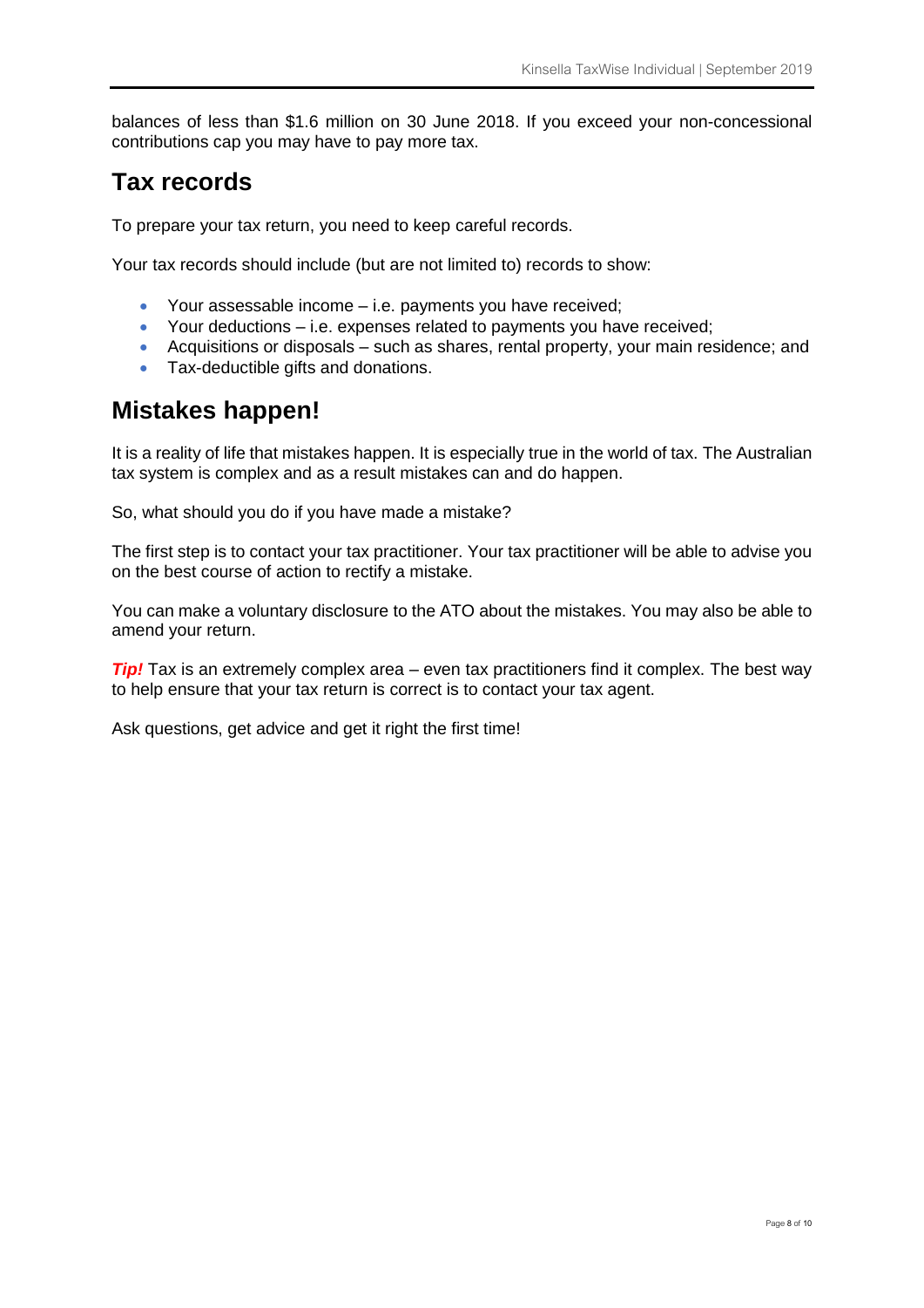balances of less than $1.6 million on 30 June 2018. If you exceed your non-concessional contributions cap you may have to pay more tax.

## Tax records

To prepare your tax return, you need to keep careful records.

Your tax records should include (but are not limited to) records to show:

- Your assessable income – i.e. payments you have received;
- Your deductions – i.e. expenses related to payments you have received;
- Acquisitions or disposals – such as shares, rental property, your main residence; and
- Tax-deductible gifts and donations.

## Mistakes happen!

It is a reality of life that mistakes happen. It is especially true in the world of tax. The Australian tax system is complex and as a result mistakes can and do happen.

So, what should you do if you have made a mistake?

The first step is to contact your tax practitioner. Your tax practitioner will be able to advise you on the best course of action to rectify a mistake.

You can make a voluntary disclosure to the ATO about the mistakes. You may also be able to amend your return.

***Tip!*** Tax is an extremely complex area – even tax practitioners find it complex. The best way to help ensure that your tax return is correct is to contact your tax agent.

Ask questions, get advice and get it right the first time!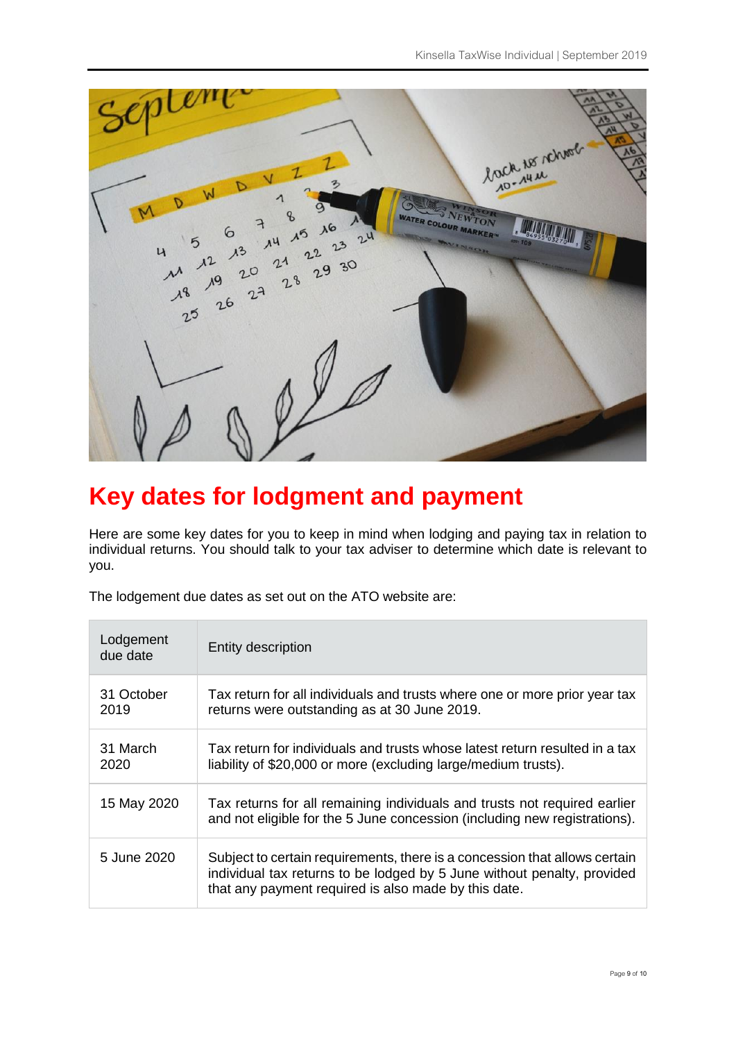# Key dates for lodgment and payment

Here are some key dates for you to keep in mind when lodging and paying tax in relation to individual returns. You should talk to your tax adviser to determine which date is relevant to you.

The lodgement due dates as set out on the ATO website are:

| Lodgement due date | Entity description |
|---|---|
| 31 October 2019 | Tax return for all individuals and trusts where one or more prior year tax returns were outstanding as at 30 June 2019. |
| 31 March 2020 | Tax return for individuals and trusts whose latest return resulted in a tax liability of $20,000 or more (excluding large/medium trusts). |
| 15 May 2020 | Tax returns for all remaining individuals and trusts not required earlier and not eligible for the 5 June concession (including new registrations). |
| 5 June 2020 | Subject to certain requirements, there is a concession that allows certain individual tax returns to be lodged by 5 June without penalty, provided that any payment required is also made by this date. |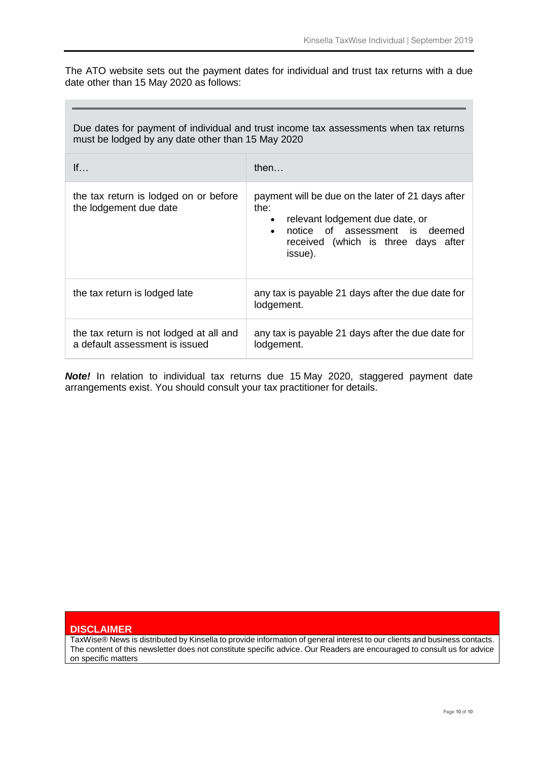The ATO website sets out the payment dates for individual and trust tax returns with a due date other than 15 May 2020 as follows:

Due dates for payment of individual and trust income tax assessments when tax returns must be lodged by any date other than 15 May 2020

| If… | then… |
|---|---|
| the tax return is lodged on or before the lodgement due date | payment will be due on the later of 21 days after the:<br>• relevant lodgement due date, or<br>• notice of assessment is deemed received (which is three days after issue). |
| the tax return is lodged late | any tax is payable 21 days after the due date for lodgement. |
| the tax return is not lodged at all and a default assessment is issued | any tax is payable 21 days after the due date for lodgement. |

***Note!*** In relation to individual tax returns due 15 May 2020, staggered payment date arrangements exist. You should consult your tax practitioner for details.

**DISCLAIMER**

TaxWise® News is distributed by Kinsella to provide information of general interest to our clients and business contacts. The content of this newsletter does not constitute specific advice. Our Readers are encouraged to consult us for advice on specific matters